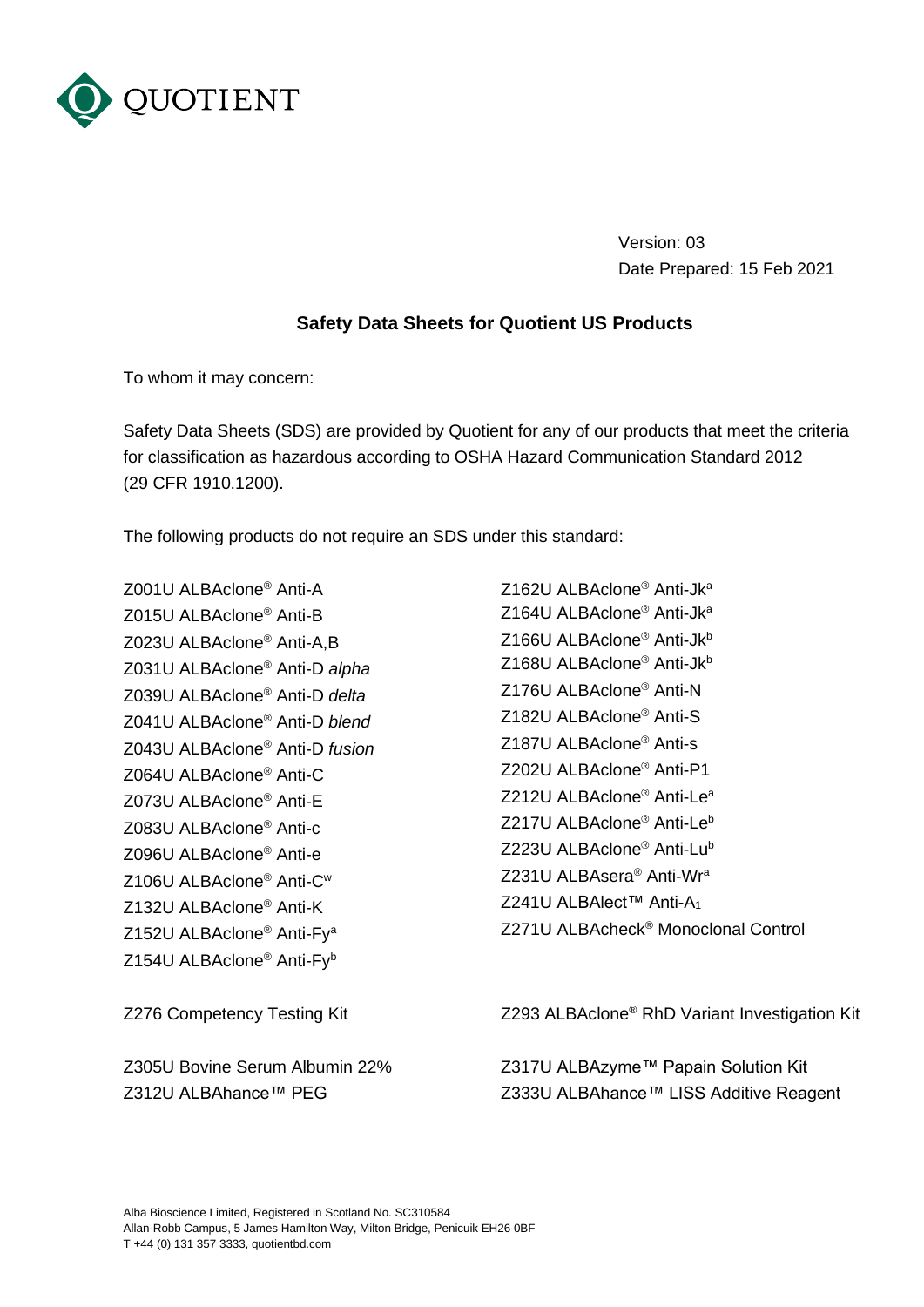QUOTIENT

Version: 03
Date Prepared: 15 Feb 2021

## Safety Data Sheets for Quotient US Products

To whom it may concern:

Safety Data Sheets (SDS) are provided by Quotient for any of our products that meet the criteria for classification as hazardous according to OSHA Hazard Communication Standard 2012 (29 CFR 1910.1200).

The following products do not require an SDS under this standard:

Z001U ALBAclone® Anti-A
Z015U ALBAclone® Anti-B
Z023U ALBAclone® Anti-A,B
Z031U ALBAclone® Anti-D *alpha*
Z039U ALBAclone® Anti-D *delta*
Z041U ALBAclone® Anti-D *blend*
Z043U ALBAclone® Anti-D *fusion*
Z064U ALBAclone® Anti-C
Z073U ALBAclone® Anti-E
Z083U ALBAclone® Anti-c
Z096U ALBAclone® Anti-e
Z106U ALBAclone® Anti-$C^w$
Z132U ALBAclone® Anti-K
Z152U ALBAclone® Anti-$Fy^a$
Z154U ALBAclone® Anti-$Fy^b$
Z162U ALBAclone® Anti-$Jk^a$
Z164U ALBAclone® Anti-$Jk^a$
Z166U ALBAclone® Anti-$Jk^b$
Z168U ALBAclone® Anti-$Jk^b$
Z176U ALBAclone® Anti-N
Z182U ALBAclone® Anti-S
Z187U ALBAclone® Anti-s
Z202U ALBAclone® Anti-P1
Z212U ALBAclone® Anti-$Le^a$
Z217U ALBAclone® Anti-$Le^b$
Z223U ALBAclone® Anti-$Lu^b$
Z231U ALBAsera® Anti-$Wr^a$
Z241U ALBAlect™ Anti-$A_1$
Z271U ALBAcheck® Monoclonal Control

Z276 Competency Testing Kit
Z293 ALBAclone® RhD Variant Investigation Kit

Z305U Bovine Serum Albumin 22%
Z312U ALBAhance™ PEG
Z317U ALBAzyme™ Papain Solution Kit
Z333U ALBAhance™ LISS Additive Reagent

Alba Bioscience Limited, Registered in Scotland No. SC310584
Allan-Robb Campus, 5 James Hamilton Way, Milton Bridge, Penicuik EH26 0BF
T +44 (0) 131 357 3333, quotientbd.com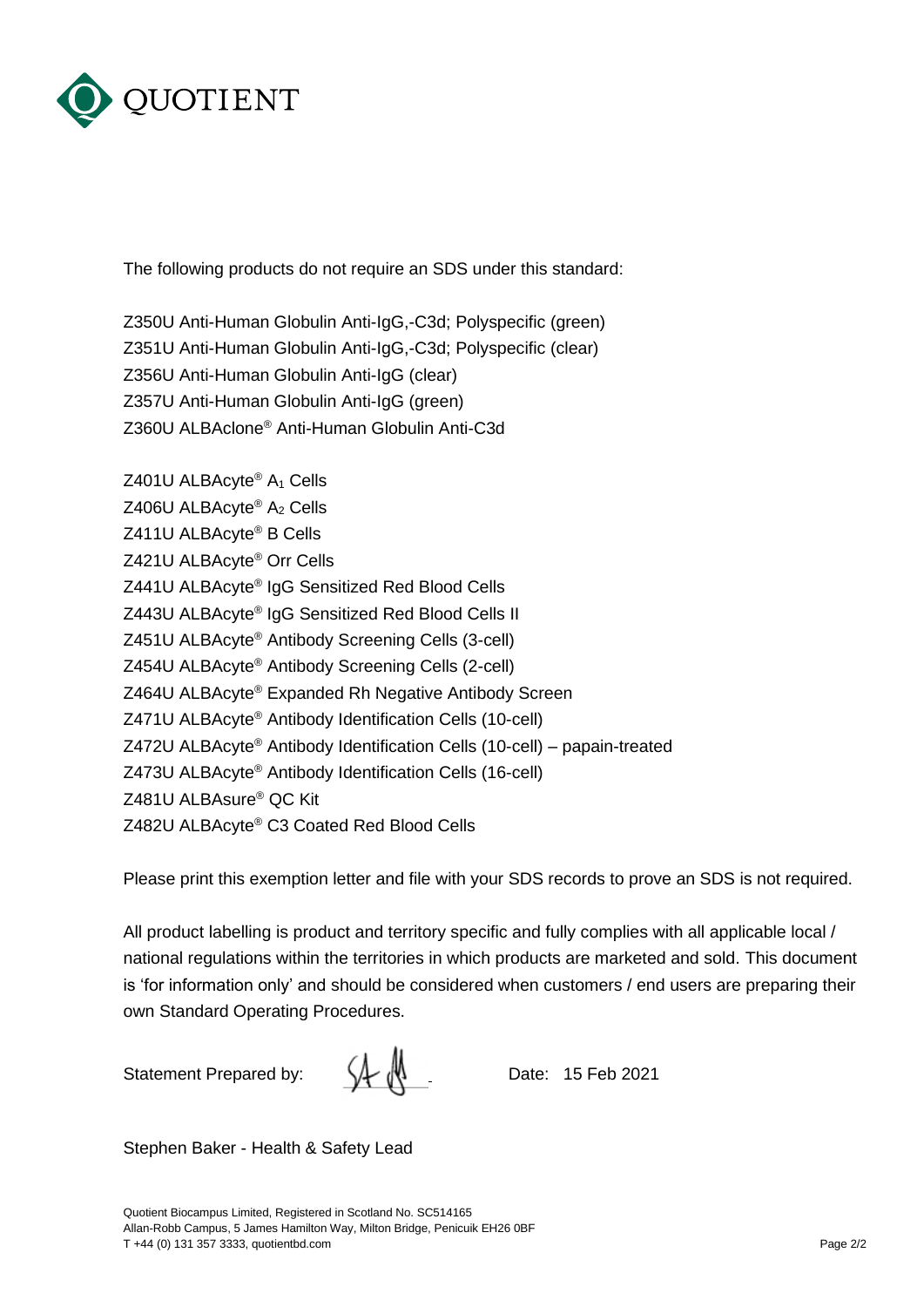QUOTIENT

The following products do not require an SDS under this standard:

Z350U Anti-Human Globulin Anti-IgG,-C3d; Polyspecific (green)
Z351U Anti-Human Globulin Anti-IgG,-C3d; Polyspecific (clear)
Z356U Anti-Human Globulin Anti-IgG (clear)
Z357U Anti-Human Globulin Anti-IgG (green)
Z360U ALBAclone® Anti-Human Globulin Anti-C3d

Z401U ALBAcyte® $A_1$ Cells
Z406U ALBAcyte® $A_2$ Cells
Z411U ALBAcyte® B Cells
Z421U ALBAcyte® Orr Cells
Z441U ALBAcyte® IgG Sensitized Red Blood Cells
Z443U ALBAcyte® IgG Sensitized Red Blood Cells II
Z451U ALBAcyte® Antibody Screening Cells (3-cell)
Z454U ALBAcyte® Antibody Screening Cells (2-cell)
Z464U ALBAcyte® Expanded Rh Negative Antibody Screen
Z471U ALBAcyte® Antibody Identification Cells (10-cell)
Z472U ALBAcyte® Antibody Identification Cells (10-cell) – papain-treated
Z473U ALBAcyte® Antibody Identification Cells (16-cell)
Z481U ALBAsure® QC Kit
Z482U ALBAcyte® C3 Coated Red Blood Cells

Please print this exemption letter and file with your SDS records to prove an SDS is not required.

All product labelling is product and territory specific and fully complies with all applicable local / national regulations within the territories in which products are marketed and sold. This document is 'for information only' and should be considered when customers / end users are preparing their own Standard Operating Procedures.

Statement Prepared by: [signature] Date: 15 Feb 2021

Stephen Baker - Health & Safety Lead

Quotient Biocampus Limited, Registered in Scotland No. SC514165
Allan-Robb Campus, 5 James Hamilton Way, Milton Bridge, Penicuik EH26 0BF
T +44 (0) 131 357 3333, quotientbd.com